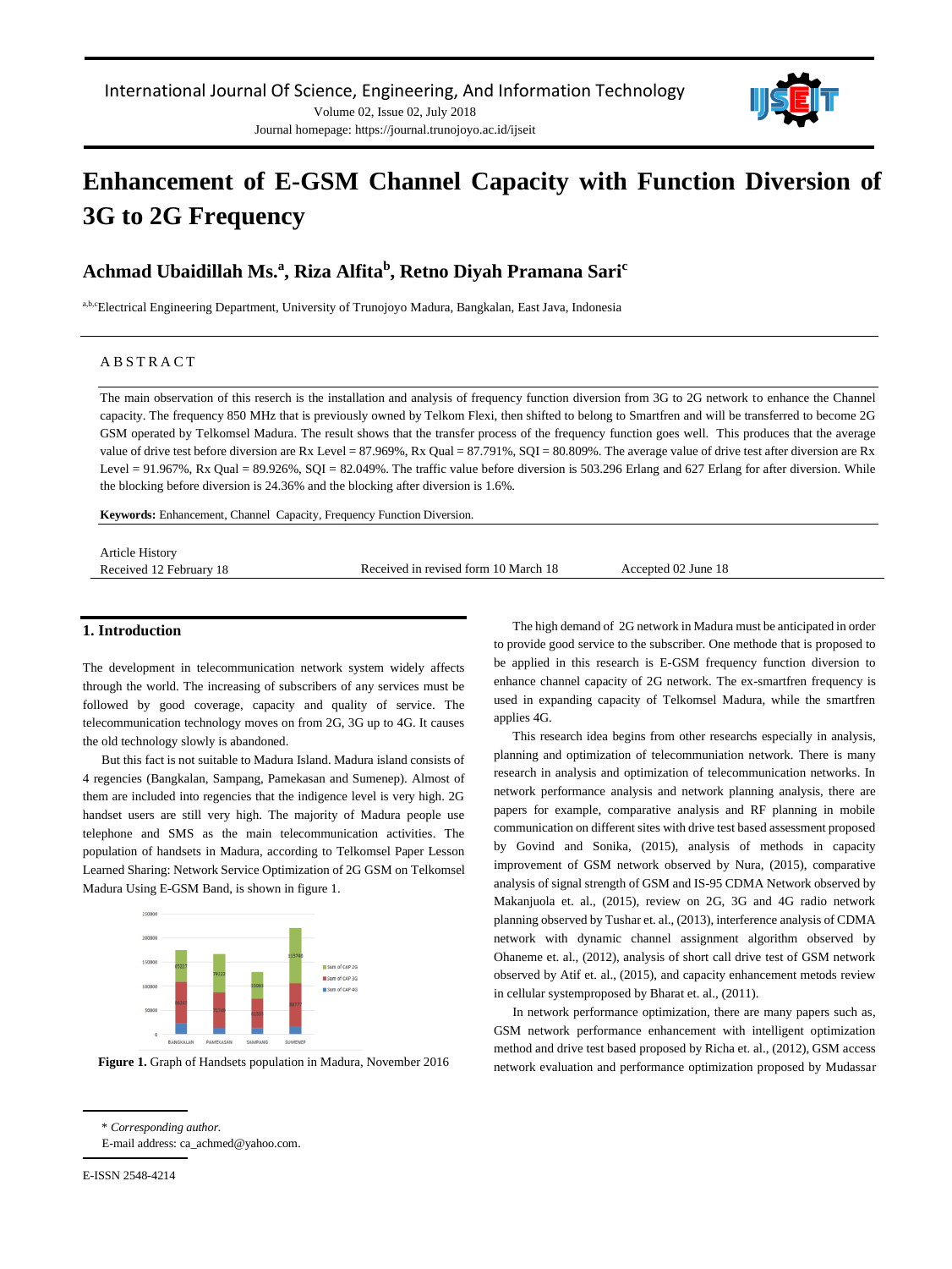# Enhancement of E-GSM Channel Capacity with Function Diversion of 3G to 2G Frequency

**Achmad Ubaidillah Ms.[a], Riza Alfita[b], Retno Diyah Pramana Sari[c]**

[a,b,c]Electrical Engineering Department, University of Trunojoyo Madura, Bangkalan, East Java, Indonesia

## ABSTRACT

The main observation of this reserch is the installation and analysis of frequency function diversion from 3G to 2G network to enhance the Channel capacity. The frequency 850 MHz that is previously owned by Telkom Flexi, then shifted to belong to Smartfren and will be transferred to become 2G GSM operated by Telkomsel Madura. The result shows that the transfer process of the frequency function goes well. This produces that the average value of drive test before diversion are Rx Level = 87.969%, Rx Qual = 87.791%, SQI = 80.809%. The average value of drive test after diversion are Rx Level = 91.967%, Rx Qual = 89.926%, SQI = 82.049%. The traffic value before diversion is 503.296 Erlang and 627 Erlang for after diversion. While the blocking before diversion is 24.36% and the blocking after diversion is 1.6%.

**Keywords:** Enhancement, Channel Capacity, Frequency Function Diversion.

Article History
Received 12 February 18 | Received in revised form 10 March 18 | Accepted 02 June 18

## 1. Introduction

The development in telecommunication network system widely affects through the world. The increasing of subscribers of any services must be followed by good coverage, capacity and quality of service. The telecommunication technology moves on from 2G, 3G up to 4G. It causes the old technology slowly is abandoned.

But this fact is not suitable to Madura Island. Madura island consists of 4 regencies (Bangkalan, Sampang, Pamekasan and Sumenep). Almost of them are included into regencies that the indigence level is very high. 2G handset users are still very high. The majority of Madura people use telephone and SMS as the main telecommunication activities. The population of handsets in Madura, according to Telkomsel Paper Lesson Learned Sharing: Network Service Optimization of 2G GSM on Telkomsel Madura Using E-GSM Band, is shown in figure 1.

**Figure 1.** Graph of Handsets population in Madura, November 2016

The high demand of 2G network in Madura must be anticipated in order to provide good service to the subscriber. One methode that is proposed to be applied in this research is E-GSM frequency function diversion to enhance channel capacity of 2G network. The ex-smartfren frequency is used in expanding capacity of Telkomsel Madura, while the smartfren applies 4G.

This research idea begins from other researchs especially in analysis, planning and optimization of telecommuniation network. There is many research in analysis and optimization of telecommunication networks. In network performance analysis and network planning analysis, there are papers for example, comparative analysis and RF planning in mobile communication on different sites with drive test based assessment proposed by Govind and Sonika, (2015), analysis of methods in capacity improvement of GSM network observed by Nura, (2015), comparative analysis of signal strength of GSM and IS-95 CDMA Network observed by Makanjuola et. al., (2015), review on 2G, 3G and 4G radio network planning observed by Tushar et. al., (2013), interference analysis of CDMA network with dynamic channel assignment algorithm observed by Ohaneme et. al., (2012), analysis of short call drive test of GSM network observed by Atif et. al., (2015), and capacity enhancement metods review in cellular systemproposed by Bharat et. al., (2011).

In network performance optimization, there are many papers such as, GSM network performance enhancement with intelligent optimization method and drive test based proposed by Richa et. al., (2012), GSM access network evaluation and performance optimization proposed by Mudassar

\* *Corresponding author.*
E-mail address: ca_achmed@yahoo.com.

E-ISSN 2548-4214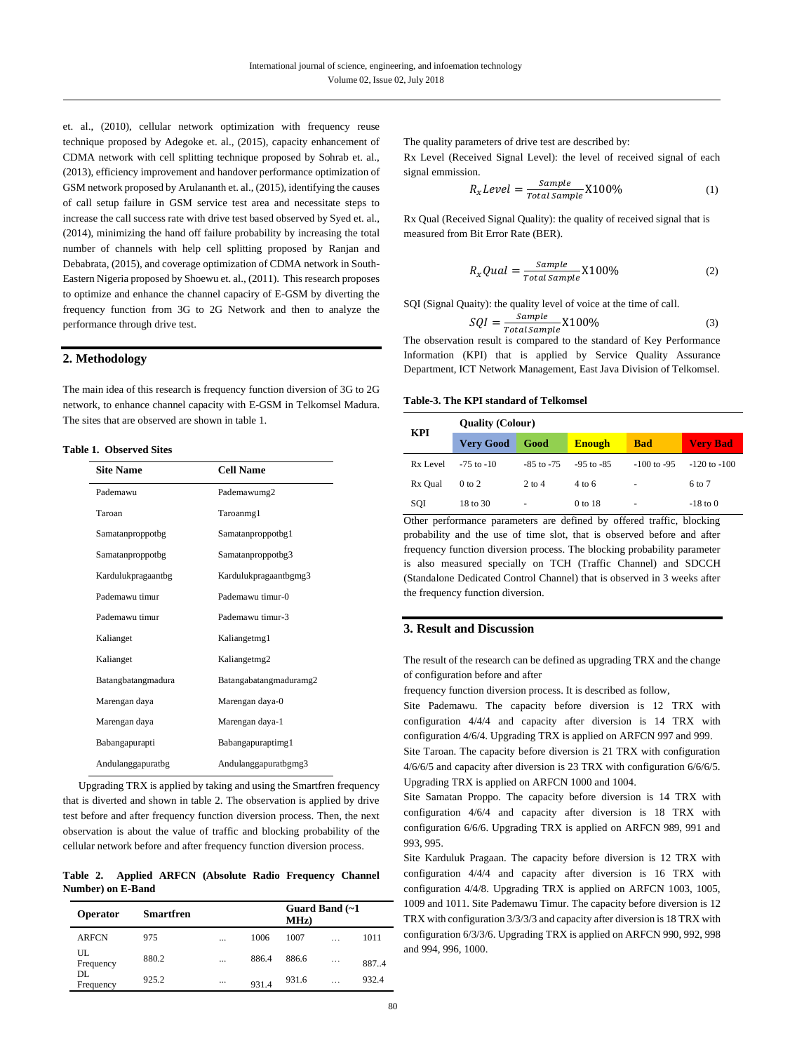et. al., (2010), cellular network optimization with frequency reuse technique proposed by Adegoke et. al., (2015), capacity enhancement of CDMA network with cell splitting technique proposed by Sohrab et. al., (2013), efficiency improvement and handover performance optimization of GSM network proposed by Arulananth et. al., (2015), identifying the causes of call setup failure in GSM service test area and necessitate steps to increase the call success rate with drive test based observed by Syed et. al., (2014), minimizing the hand off failure probability by increasing the total number of channels with help cell splitting proposed by Ranjan and Debabrata, (2015), and coverage optimization of CDMA network in South-Eastern Nigeria proposed by Shoewu et. al., (2011). This research proposes to optimize and enhance the channel capacity of E-GSM by diverting the frequency function from 3G to 2G Network and then to analyze the performance through drive test.

## 2. Methodology

The main idea of this research is frequency function diversion of 3G to 2G network, to enhance channel capacity with E-GSM in Telkomsel Madura. The sites that are observed are shown in table 1.

**Table 1. Observed Sites**

| Site Name | Cell Name |
|---|---|
| Pademawu | Pademawumg2 |
| Taroan | Taroanmg1 |
| Samatanproppotbg | Samatanproppotbg1 |
| Samatanproppotbg | Samatanproppotbg3 |
| Kardulukpragaantbg | Kardulukpragaantbgmg3 |
| Pademawu timur | Pademawu timur-0 |
| Pademawu timur | Pademawu timur-3 |
| Kalianget | Kaliangetmg1 |
| Kalianget | Kaliangetmg2 |
| Batangbatangmadura | Batangabatangmaduramg2 |
| Marengan daya | Marengan daya-0 |
| Marengan daya | Marengan daya-1 |
| Babangapurapti | Babangapuraptimg1 |
| Andulanggapuratbg | Andulanggapuratbgmg3 |

Upgrading TRX is applied by taking and using the Smartfren frequency that is diverted and shown in table 2. The observation is applied by drive test before and after frequency function diversion process. Then, the next observation is about the value of traffic and blocking probability of the cellular network before and after frequency function diversion process.

**Table 2. Applied ARFCN (Absolute Radio Frequency Channel Number) on E-Band**

| Operator | Smartfren | | | Guard Band (~1 MHz) | | |
|---|---|---|---|---|---|---|
| ARFCN | 975 | ... | 1006 | 1007 | … | 1011 |
| UL Frequency | 880.2 | ... | 886.4 | 886.6 | … | 887..4 |
| DL Frequency | 925.2 | ... | 931.4 | 931.6 | … | 932.4 |

The quality parameters of drive test are described by:

Rx Level (Received Signal Level): the level of received signal of each signal emission.

$$R_x Level = \frac{Sample}{Total\ Sample} X100\% \tag{1}$$

Rx Qual (Received Signal Quality): the quality of received signal that is measured from Bit Error Rate (BER).

$$R_x Qual = \frac{Sample}{Total\ Sample} X100\% \tag{2}$$

SQI (Signal Quaity): the quality level of voice at the time of call.

$$SQI = \frac{Sample}{Total\ Sample} X100\% \tag{3}$$

The observation result is compared to the standard of Key Performance Information (KPI) that is applied by Service Quality Assurance Department, ICT Network Management, East Java Division of Telkomsel.

**Table-3. The KPI standard of Telkomsel**

| KPI | Quality (Colour) | | | | |
|---|---|---|---|---|---|
| | Very Good | Good | Enough | Bad | Very Bad |
| Rx Level | -75 to -10 | -85 to -75 | -95 to -85 | -100 to -95 | -120 to -100 |
| Rx Qual | 0 to 2 | 2 to 4 | 4 to 6 | - | 6 to 7 |
| SQI | 18 to 30 | - | 0 to 18 | - | -18 to 0 |

Other performance parameters are defined by offered traffic, blocking probability and the use of time slot, that is observed before and after frequency function diversion process. The blocking probability parameter is also measured specially on TCH (Traffic Channel) and SDCCH (Standalone Dedicated Control Channel) that is observed in 3 weeks after the frequency function diversion.

## 3. Result and Discussion

The result of the research can be defined as upgrading TRX and the change of configuration before and after frequency function diversion process. It is described as follow,

Site Pademawu. The capacity before diversion is 12 TRX with configuration 4/4/4 and capacity after diversion is 14 TRX with configuration 4/6/4. Upgrading TRX is applied on ARFCN 997 and 999.

Site Taroan. The capacity before diversion is 21 TRX with configuration 4/6/6/5 and capacity after diversion is 23 TRX with configuration 6/6/6/5. Upgrading TRX is applied on ARFCN 1000 and 1004.

Site Samatan Proppo. The capacity before diversion is 14 TRX with configuration 4/6/4 and capacity after diversion is 18 TRX with configuration 6/6/6. Upgrading TRX is applied on ARFCN 989, 991 and 993, 995.

Site Karduluk Pragaan. The capacity before diversion is 12 TRX with configuration 4/4/4 and capacity after diversion is 16 TRX with configuration 4/4/8. Upgrading TRX is applied on ARFCN 1003, 1005, 1009 and 1011. Site Pademawu Timur. The capacity before diversion is 12 TRX with configuration 3/3/3/3 and capacity after diversion is 18 TRX with configuration 6/3/3/6. Upgrading TRX is applied on ARFCN 990, 992, 998 and 994, 996, 1000.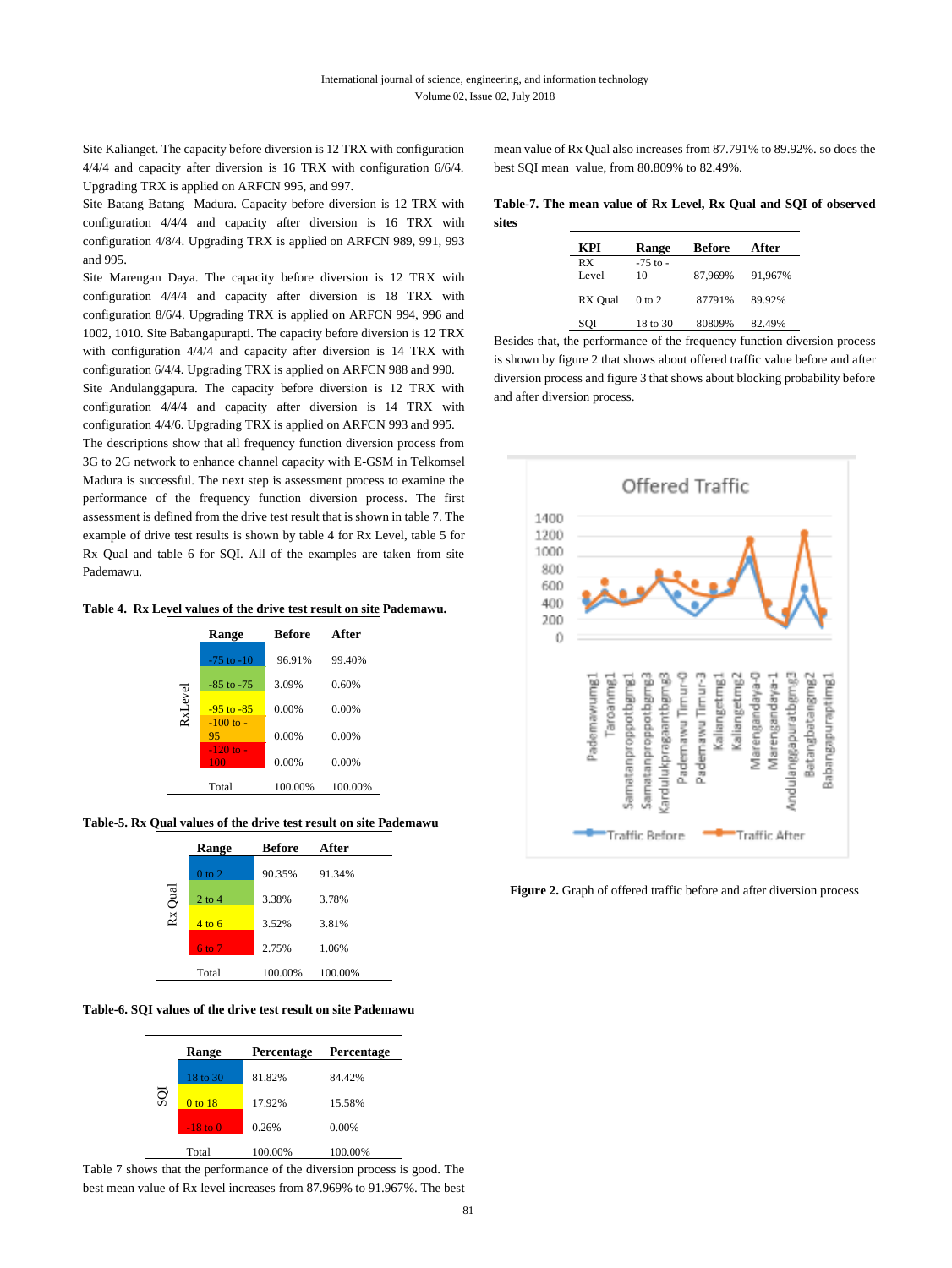Site Kalianget. The capacity before diversion is 12 TRX with configuration 4/4/4 and capacity after diversion is 16 TRX with configuration 6/6/4. Upgrading TRX is applied on ARFCN 995, and 997.

Site Batang Batang Madura. Capacity before diversion is 12 TRX with configuration 4/4/4 and capacity after diversion is 16 TRX with configuration 4/8/4. Upgrading TRX is applied on ARFCN 989, 991, 993 and 995.

Site Marengan Daya. The capacity before diversion is 12 TRX with configuration 4/4/4 and capacity after diversion is 18 TRX with configuration 8/6/4. Upgrading TRX is applied on ARFCN 994, 996 and 1002, 1010. Site Babangapurapti. The capacity before diversion is 12 TRX with configuration 4/4/4 and capacity after diversion is 14 TRX with configuration 6/4/4. Upgrading TRX is applied on ARFCN 988 and 990.

Site Andulanggapura. The capacity before diversion is 12 TRX with configuration 4/4/4 and capacity after diversion is 14 TRX with configuration 4/4/6. Upgrading TRX is applied on ARFCN 993 and 995.

The descriptions show that all frequency function diversion process from 3G to 2G network to enhance channel capacity with E-GSM in Telkomsel Madura is successful. The next step is assessment process to examine the performance of the frequency function diversion process. The first assessment is defined from the drive test result that is shown in table 7. The example of drive test results is shown by table 4 for Rx Level, table 5 for Rx Qual and table 6 for SQI. All of the examples are taken from site Pademawu.

**Table 4. Rx Level values of the drive test result on site Pademawu.**

| | Range | Before | After |
|---|---|---|---|
| RxLevel | -75 to -10 | 96.91% | 99.40% |
| | -85 to -75 | 3.09% | 0.60% |
| | -95 to -85 | 0.00% | 0.00% |
| | -100 to -95 | 0.00% | 0.00% |
| | -120 to -100 | 0.00% | 0.00% |
| | Total | 100.00% | 100.00% |

**Table-5. Rx Qual values of the drive test result on site Pademawu**

| | Range | Before | After |
|---|---|---|---|
| Rx Qual | 0 to 2 | 90.35% | 91.34% |
| | 2 to 4 | 3.38% | 3.78% |
| | 4 to 6 | 3.52% | 3.81% |
| | 6 to 7 | 2.75% | 1.06% |
| | Total | 100.00% | 100.00% |

**Table-6. SQI values of the drive test result on site Pademawu**

| | Range | Percentage | Percentage |
|---|---|---|---|
| SQI | 18 to 30 | 81.82% | 84.42% |
| | 0 to 18 | 17.92% | 15.58% |
| | -18 to 0 | 0.26% | 0.00% |
| | Total | 100.00% | 100.00% |

Table 7 shows that the performance of the diversion process is good. The best mean value of Rx level increases from 87.969% to 91.967%. The best mean value of Rx Qual also increases from 87.791% to 89.92%. so does the best SQI mean value, from 80.809% to 82.49%.

**Table-7. The mean value of Rx Level, Rx Qual and SQI of observed sites**

| KPI | Range | Before | After |
|---|---|---|---|
| RX Level | -75 to -10 | 87,969% | 91,967% |
| RX Qual | 0 to 2 | 87791% | 89.92% |
| SQI | 18 to 30 | 80809% | 82.49% |

Besides that, the performance of the frequency function diversion process is shown by figure 2 that shows about offered traffic value before and after diversion process and figure 3 that shows about blocking probability before and after diversion process.

**Figure 2.** Graph of offered traffic before and after diversion process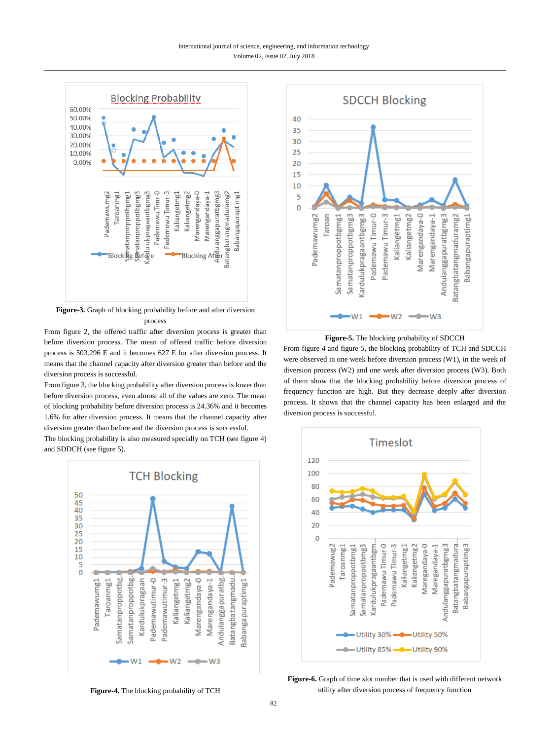**Figure-3.** Graph of blocking probability before and after diversion process

From figure 2, the offered traffic after diversion process is greater than before diversion process. The mean of offered traffic before diversion process is 503.296 E and it becomes 627 E for after diversion process. It means that the channel capacity after diversion greater than before and the diversion process is successful.

From figure 3, the blocking probability after diversion process is lower than before diversion process, even almost all of the values are zero. The mean of blocking probability before diversion process is 24.36% and it becomes 1.6% for after diversion process. It means that the channel capacity after diversion greater than before and the diversion process is successful.

The blocking probability is also measured specially on TCH (see figure 4) and SDDCH (see figure 5).

**Figure-4.** The blocking probability of TCH

**Figure-5.** The blocking probability of SDCCH

From figure 4 and figure 5, the blocking probability of TCH and SDCCH were observed in one week before diversion process (W1), in the week of diversion process (W2) and one week after diversion process (W3). Both of them show that the blocking probability before diversion process of frequency function are high. But they decrease deeply after diversion process. It shows that the channel capacity has been enlarged and the diversion process is successful.

**Figure-6.** Graph of time slot number that is used with different network utility after diversion process of frequency function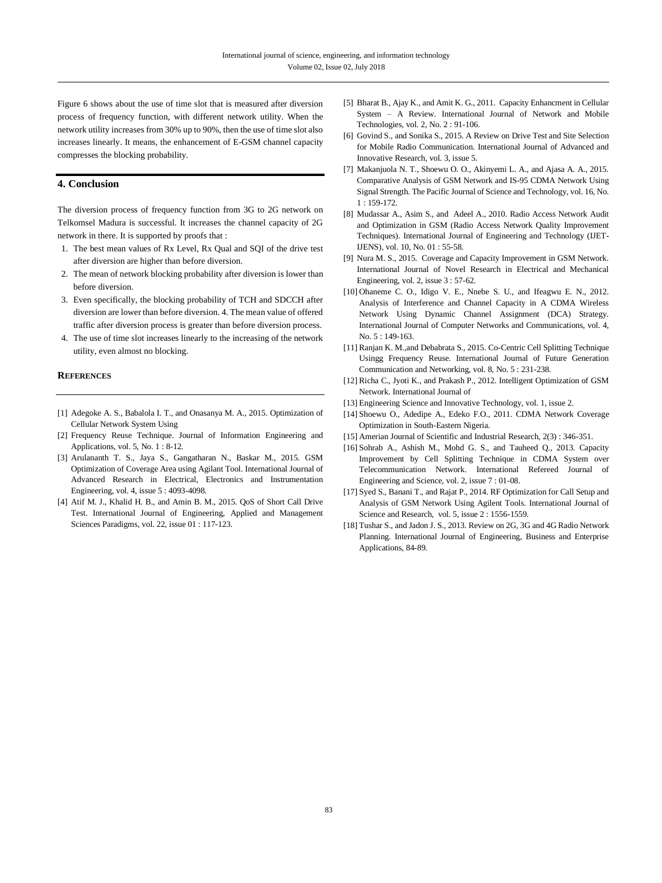Figure 6 shows about the use of time slot that is measured after diversion process of frequency function, with different network utility. When the network utility increases from 30% up to 90%, then the use of time slot also increases linearly. It means, the enhancement of E-GSM channel capacity compresses the blocking probability.

## 4. Conclusion

The diversion process of frequency function from 3G to 2G network on Telkomsel Madura is successful. It increases the channel capacity of 2G network in there. It is supported by proofs that :

1. The best mean values of Rx Level, Rx Qual and SQI of the drive test after diversion are higher than before diversion.
2. The mean of network blocking probability after diversion is lower than before diversion.
3. Even specifically, the blocking probability of TCH and SDCCH after diversion are lower than before diversion. 4. The mean value of offered traffic after diversion process is greater than before diversion process.
4. The use of time slot increases linearly to the increasing of the network utility, even almost no blocking.

### References

[1] Adegoke A. S., Babalola I. T., and Onasanya M. A., 2015. Optimization of Cellular Network System Using

[2] Frequency Reuse Technique. Journal of Information Engineering and Applications, vol. 5, No. 1 : 8-12.

[3] Arulananth T. S., Jaya S., Gangatharan N., Baskar M., 2015. GSM Optimization of Coverage Area using Agilant Tool. International Journal of Advanced Research in Electrical, Electronics and Instrumentation Engineering, vol. 4, issue 5 : 4093-4098.

[4] Atif M. J., Khalid H. B., and Amin B. M., 2015. QoS of Short Call Drive Test. International Journal of Engineering, Applied and Management Sciences Paradigms, vol. 22, issue 01 : 117-123.

[5] Bharat B., Ajay K., and Amit K. G., 2011. Capacity Enhancment in Cellular System – A Review. International Journal of Network and Mobile Technologies, vol. 2, No. 2 : 91-106.

[6] Govind S., and Sonika S., 2015. A Review on Drive Test and Site Selection for Mobile Radio Communication. International Journal of Advanced and Innovative Research, vol. 3, issue 5.

[7] Makanjuola N. T., Shoewu O. O., Akinyemi L. A., and Ajasa A. A., 2015. Comparative Analysis of GSM Network and IS-95 CDMA Network Using Signal Strength. The Pacific Journal of Science and Technology, vol. 16, No. 1 : 159-172.

[8] Mudassar A., Asim S., and Adeel A., 2010. Radio Access Network Audit and Optimization in GSM (Radio Access Network Quality Improvement Techniques). International Journal of Engineering and Technology (IJET-IJENS), vol. 10, No. 01 : 55-58.

[9] Nura M. S., 2015. Coverage and Capacity Improvement in GSM Network. International Journal of Novel Research in Electrical and Mechanical Engineering, vol. 2, issue 3 : 57-62.

[10] Ohaneme C. O., Idigo V. E., Nnebe S. U., and Ifeagwu E. N., 2012. Analysis of Interference and Channel Capacity in A CDMA Wireless Network Using Dynamic Channel Assignment (DCA) Strategy. International Journal of Computer Networks and Communications, vol. 4, No. 5 : 149-163.

[11] Ranjan K. M.,and Debabrata S., 2015. Co-Centric Cell Splitting Technique Usingg Frequency Reuse. International Journal of Future Generation Communication and Networking, vol. 8, No. 5 : 231-238.

[12] Richa C., Jyoti K., and Prakash P., 2012. Intelligent Optimization of GSM Network. International Journal of

[13] Engineering Science and Innovative Technology, vol. 1, issue 2.

[14] Shoewu O., Adedipe A., Edeko F.O., 2011. CDMA Network Coverage Optimization in South-Eastern Nigeria.

[15] Amerian Journal of Scientific and Industrial Research, 2(3) : 346-351.

[16] Sohrab A., Ashish M., Mohd G. S., and Tauheed Q., 2013. Capacity Improvement by Cell Splitting Technique in CDMA System over Telecommunication Network. International Refereed Journal of Engineering and Science, vol. 2, issue 7 : 01-08.

[17] Syed S., Banani T., and Rajat P., 2014. RF Optimization for Call Setup and Analysis of GSM Network Using Agilent Tools. International Journal of Science and Research, vol. 5, issue 2 : 1556-1559.

[18] Tushar S., and Jadon J. S., 2013. Review on 2G, 3G and 4G Radio Network Planning. International Journal of Engineering, Business and Enterprise Applications, 84-89.